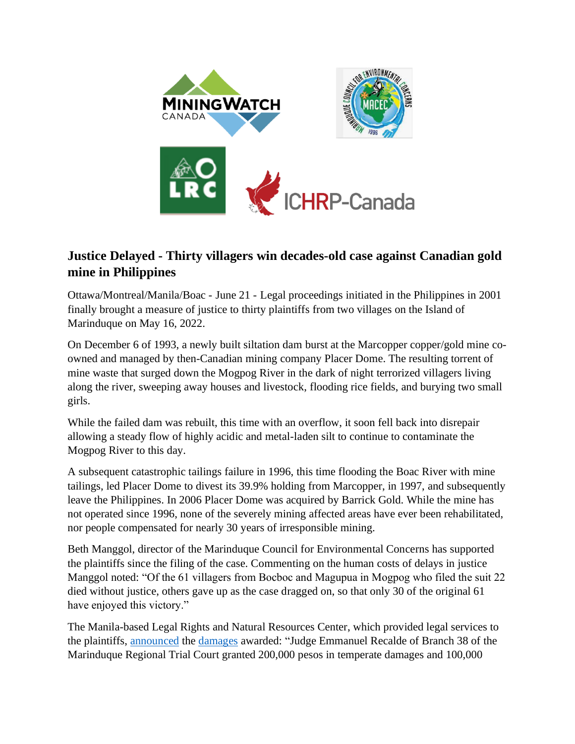## Justice Delayed - Thirty villagers win decades-old case against Canadian gold mine in Philippines

Ottawa/Montreal/Manila/Boac - June 21 - Legal proceedings initiated in the Philippines in 2001 finally brought a measure of justice to thirty plaintiffs from two villages on the Island of Marinduque on May 16, 2022.

On December 6 of 1993, a newly built siltation dam burst at the Marcopper copper/gold mine co-owned and managed by then-Canadian mining company Placer Dome. The resulting torrent of mine waste that surged down the Mogpog River in the dark of night terrorized villagers living along the river, sweeping away houses and livestock, flooding rice fields, and burying two small girls.

While the failed dam was rebuilt, this time with an overflow, it soon fell back into disrepair allowing a steady flow of highly acidic and metal-laden silt to continue to contaminate the Mogpog River to this day.

A subsequent catastrophic tailings failure in 1996, this time flooding the Boac River with mine tailings, led Placer Dome to divest its 39.9% holding from Marcopper, in 1997, and subsequently leave the Philippines. In 2006 Placer Dome was acquired by Barrick Gold. While the mine has not operated since 1996, none of the severely mining affected areas have ever been rehabilitated, nor people compensated for nearly 30 years of irresponsible mining.

Beth Manggol, director of the Marinduque Council for Environmental Concerns has supported the plaintiffs since the filing of the case. Commenting on the human costs of delays in justice Manggol noted: "Of the 61 villagers from Bocboc and Magupua in Mogpog who filed the suit 22 died without justice, others gave up as the case dragged on, so that only 30 of the original 61 have enjoyed this victory."

The Manila-based Legal Rights and Natural Resources Center, which provided legal services to the plaintiffs, announced the damages awarded: "Judge Emmanuel Recalde of Branch 38 of the Marinduque Regional Trial Court granted 200,000 pesos in temperate damages and 100,000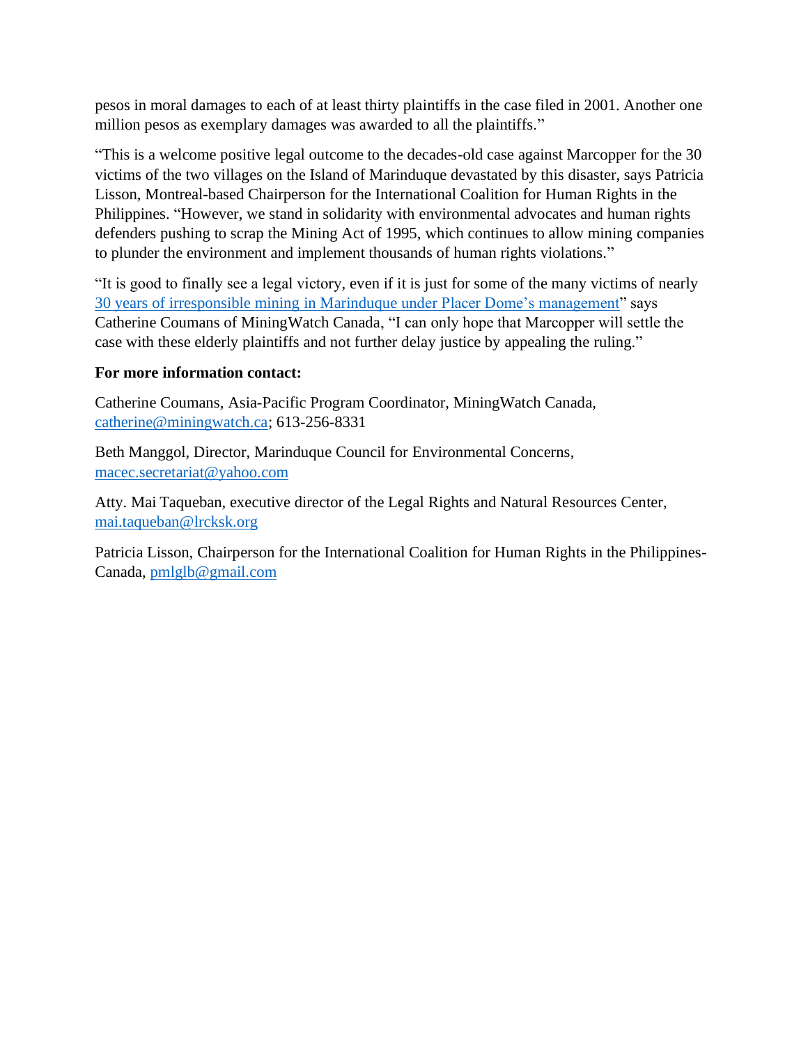pesos in moral damages to each of at least thirty plaintiffs in the case filed in 2001. Another one million pesos as exemplary damages was awarded to all the plaintiffs."

"This is a welcome positive legal outcome to the decades-old case against Marcopper for the 30 victims of the two villages on the Island of Marinduque devastated by this disaster, says Patricia Lisson, Montreal-based Chairperson for the International Coalition for Human Rights in the Philippines. "However, we stand in solidarity with environmental advocates and human rights defenders pushing to scrap the Mining Act of 1995, which continues to allow mining companies to plunder the environment and implement thousands of human rights violations."

"It is good to finally see a legal victory, even if it is just for some of the many victims of nearly 30 years of irresponsible mining in Marinduque under Placer Dome's management" says Catherine Coumans of MiningWatch Canada, "I can only hope that Marcopper will settle the case with these elderly plaintiffs and not further delay justice by appealing the ruling."

**For more information contact:**

Catherine Coumans, Asia-Pacific Program Coordinator, MiningWatch Canada, catherine@miningwatch.ca; 613-256-8331

Beth Manggol, Director, Marinduque Council for Environmental Concerns, macec.secretariat@yahoo.com

Atty. Mai Taqueban, executive director of the Legal Rights and Natural Resources Center, mai.taqueban@lrcksk.org

Patricia Lisson, Chairperson for the International Coalition for Human Rights in the Philippines-Canada, pmlglb@gmail.com